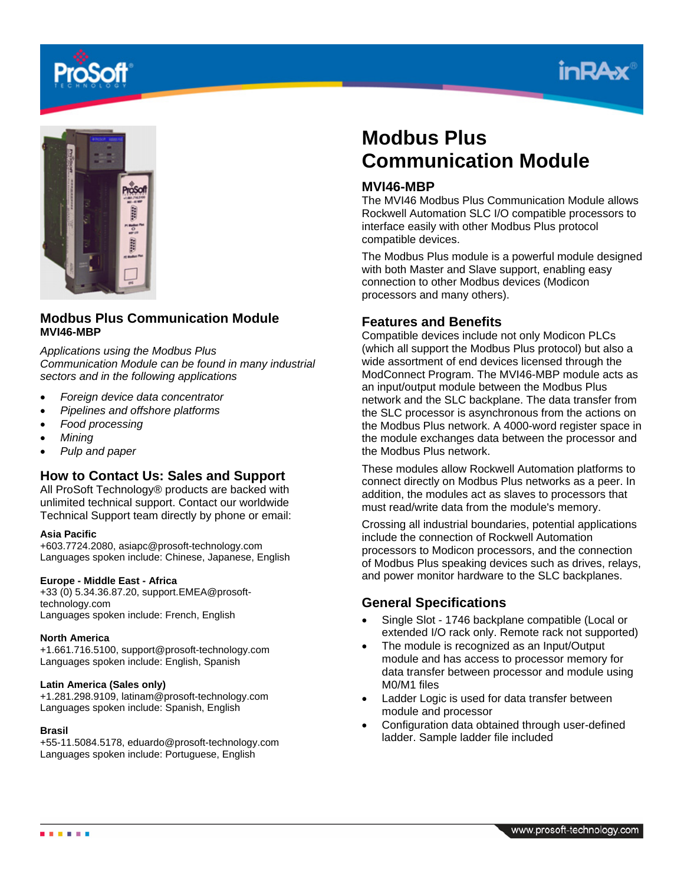# Modbus Plus Communication Module

## MVI46-MBP

The MVI46 Modbus Plus Communication Module allows Rockwell Automation SLC I/O compatible processors to interface easily with other Modbus Plus protocol compatible devices.

The Modbus Plus module is a powerful module designed with both Master and Slave support, enabling easy connection to other Modbus devices (Modicon processors and many others).

## Modbus Plus Communication Module

**MVI46-MBP**

*Applications using the Modbus Plus Communication Module can be found in many industrial sectors and in the following applications*

- *Foreign device data concentrator*
- *Pipelines and offshore platforms*
- *Food processing*
- *Mining*
- *Pulp and paper*

## How to Contact Us: Sales and Support

All ProSoft Technology® products are backed with unlimited technical support. Contact our worldwide Technical Support team directly by phone or email:

**Asia Pacific**
+603.7724.2080, asiapc@prosoft-technology.com
Languages spoken include: Chinese, Japanese, English

**Europe - Middle East - Africa**
+33 (0) 5.34.36.87.20, support.EMEA@prosoft-technology.com
Languages spoken include: French, English

**North America**
+1.661.716.5100, support@prosoft-technology.com
Languages spoken include: English, Spanish

**Latin America (Sales only)**
+1.281.298.9109, latinam@prosoft-technology.com
Languages spoken include: Spanish, English

**Brasil**
+55-11.5084.5178, eduardo@prosoft-technology.com
Languages spoken include: Portuguese, English

## Features and Benefits

Compatible devices include not only Modicon PLCs (which all support the Modbus Plus protocol) but also a wide assortment of end devices licensed through the ModConnect Program. The MVI46-MBP module acts as an input/output module between the Modbus Plus network and the SLC backplane. The data transfer from the SLC processor is asynchronous from the actions on the Modbus Plus network. A 4000-word register space in the module exchanges data between the processor and the Modbus Plus network.

These modules allow Rockwell Automation platforms to connect directly on Modbus Plus networks as a peer. In addition, the modules act as slaves to processors that must read/write data from the module's memory.

Crossing all industrial boundaries, potential applications include the connection of Rockwell Automation processors to Modicon processors, and the connection of Modbus Plus speaking devices such as drives, relays, and power monitor hardware to the SLC backplanes.

## General Specifications

- Single Slot - 1746 backplane compatible (Local or extended I/O rack only. Remote rack not supported)
- The module is recognized as an Input/Output module and has access to processor memory for data transfer between processor and module using M0/M1 files
- Ladder Logic is used for data transfer between module and processor
- Configuration data obtained through user-defined ladder. Sample ladder file included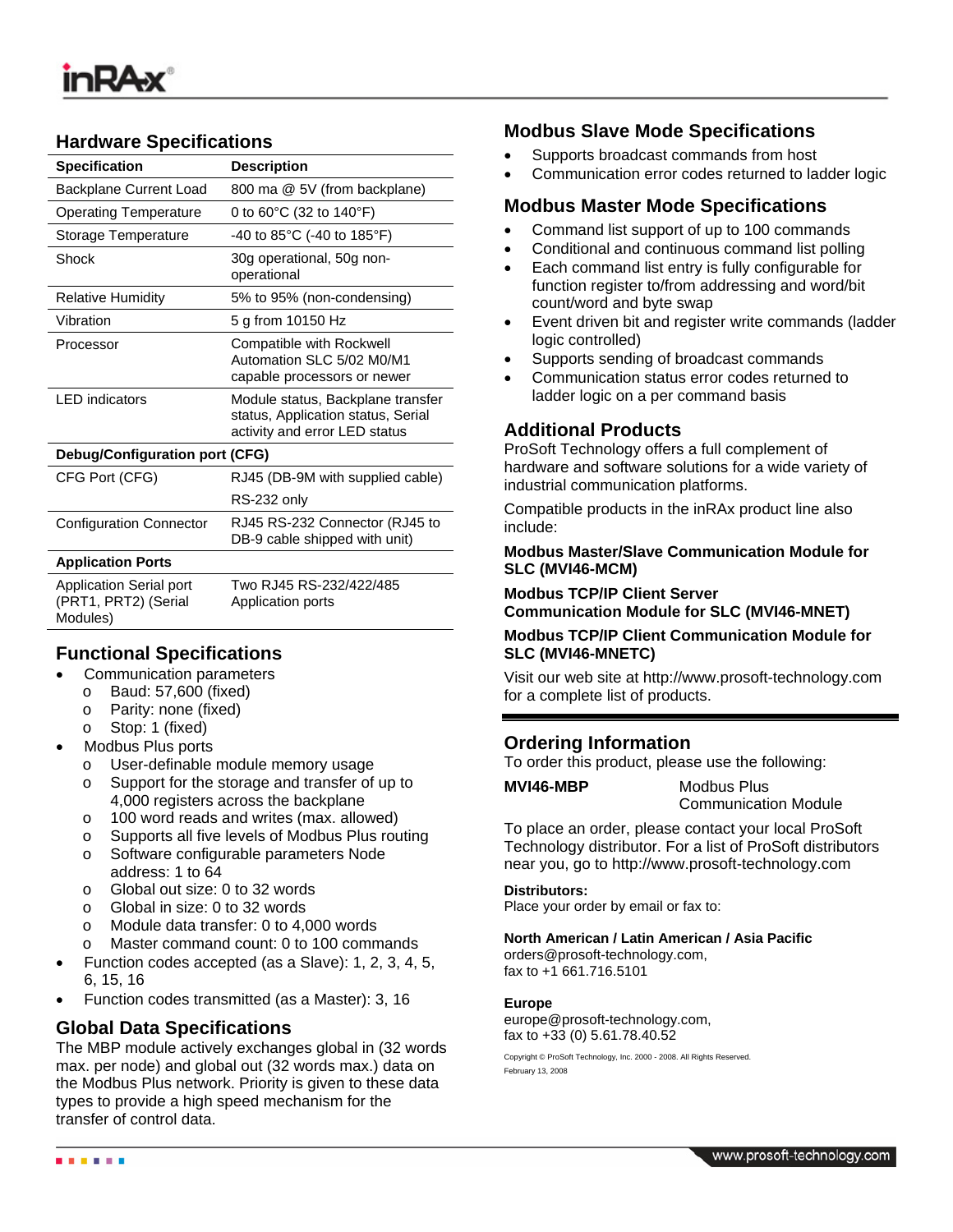## Hardware Specifications

| Specification | Description |
|---|---|
| Backplane Current Load | 800 ma @ 5V (from backplane) |
| Operating Temperature | 0 to 60°C (32 to 140°F) |
| Storage Temperature | -40 to 85°C (-40 to 185°F) |
| Shock | 30g operational, 50g non-operational |
| Relative Humidity | 5% to 95% (non-condensing) |
| Vibration | 5 g from 10150 Hz |
| Processor | Compatible with Rockwell Automation SLC 5/02 M0/M1 capable processors or newer |
| LED indicators | Module status, Backplane transfer status, Application status, Serial activity and error LED status |
| **Debug/Configuration port (CFG)** | |
| CFG Port (CFG) | RJ45 (DB-9M with supplied cable) |
| | RS-232 only |
| Configuration Connector | RJ45 RS-232 Connector (RJ45 to DB-9 cable shipped with unit) |
| **Application Ports** | |
| Application Serial port (PRT1, PRT2) (Serial Modules) | Two RJ45 RS-232/422/485 Application ports |

## Functional Specifications

- Communication parameters
  - Baud: 57,600 (fixed)
  - Parity: none (fixed)
  - Stop: 1 (fixed)
- Modbus Plus ports
  - User-definable module memory usage
  - Support for the storage and transfer of up to 4,000 registers across the backplane
  - 100 word reads and writes (max. allowed)
  - Supports all five levels of Modbus Plus routing
  - Software configurable parameters Node address: 1 to 64
  - Global out size: 0 to 32 words
  - Global in size: 0 to 32 words
  - Module data transfer: 0 to 4,000 words
  - Master command count: 0 to 100 commands
- Function codes accepted (as a Slave): 1, 2, 3, 4, 5, 6, 15, 16
- Function codes transmitted (as a Master): 3, 16

## Global Data Specifications

The MBP module actively exchanges global in (32 words max. per node) and global out (32 words max.) data on the Modbus Plus network. Priority is given to these data types to provide a high speed mechanism for the transfer of control data.

## Modbus Slave Mode Specifications

- Supports broadcast commands from host
- Communication error codes returned to ladder logic

## Modbus Master Mode Specifications

- Command list support of up to 100 commands
- Conditional and continuous command list polling
- Each command list entry is fully configurable for function register to/from addressing and word/bit count/word and byte swap
- Event driven bit and register write commands (ladder logic controlled)
- Supports sending of broadcast commands
- Communication status error codes returned to ladder logic on a per command basis

## Additional Products

ProSoft Technology offers a full complement of hardware and software solutions for a wide variety of industrial communication platforms.

Compatible products in the inRAx product line also include:

**Modbus Master/Slave Communication Module for SLC (MVI46-MCM)**

**Modbus TCP/IP Client Server Communication Module for SLC (MVI46-MNET)**

**Modbus TCP/IP Client Communication Module for SLC (MVI46-MNETC)**

Visit our web site at http://www.prosoft-technology.com for a complete list of products.

## Ordering Information

To order this product, please use the following:

**MVI46-MBP** Modbus Plus Communication Module

To place an order, please contact your local ProSoft Technology distributor. For a list of ProSoft distributors near you, go to http://www.prosoft-technology.com

**Distributors:**
Place your order by email or fax to:

**North American / Latin American / Asia Pacific**
orders@prosoft-technology.com,
fax to +1 661.716.5101

**Europe**
europe@prosoft-technology.com,
fax to +33 (0) 5.61.78.40.52

Copyright © ProSoft Technology, Inc. 2000 - 2008. All Rights Reserved.
February 13, 2008